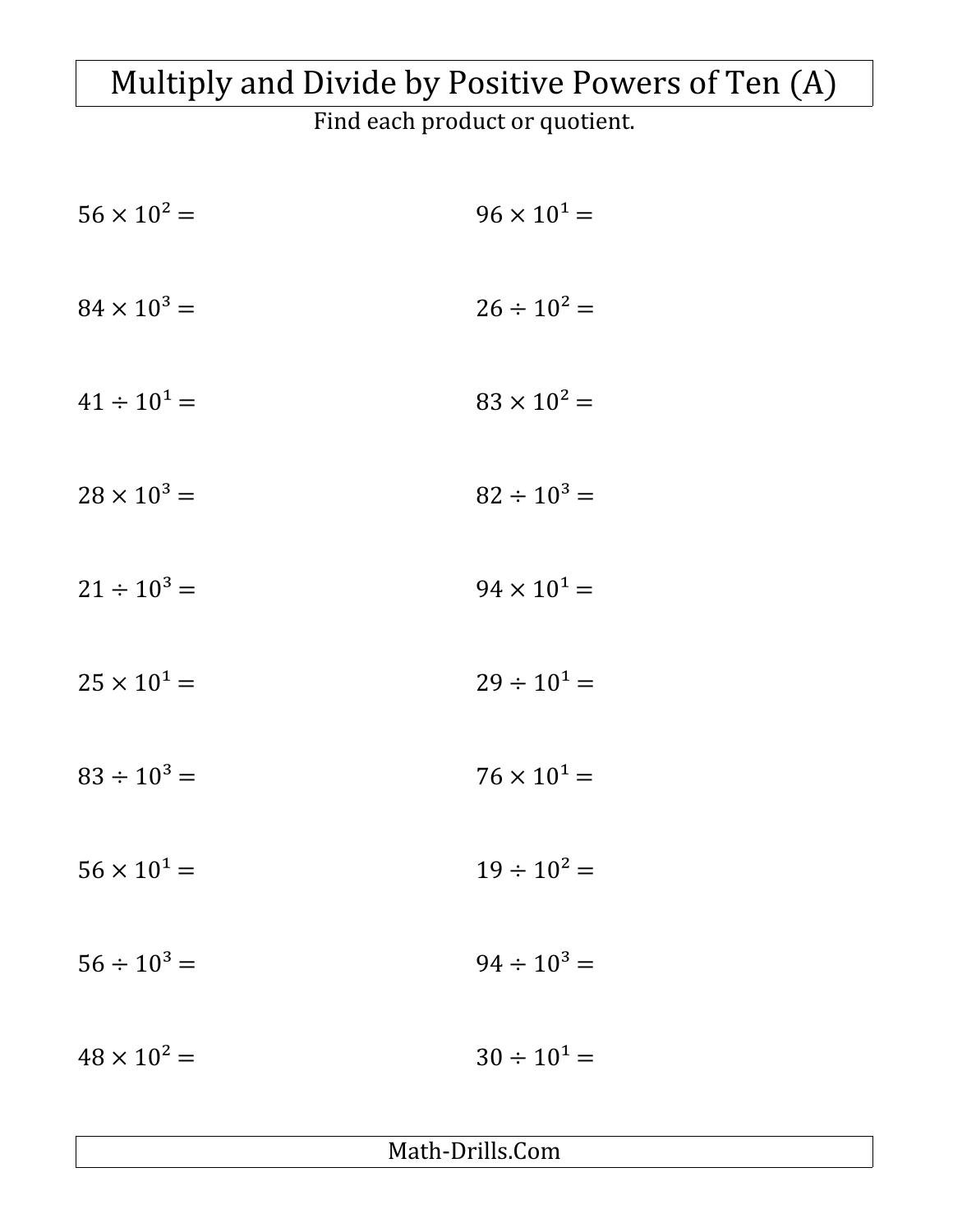# Multiply and Divide by Positive Powers of Ten (A)

Find each product or quotient.

$56 \times 10^2 =$

$96 \times 10^1 =$

$84 \times 10^3 =$

$26 \div 10^2 =$

$41 \div 10^1 =$

$83 \times 10^2 =$

$28 \times 10^3 =$

$82 \div 10^3 =$

$21 \div 10^3 =$

$94 \times 10^1 =$

$25 \times 10^1 =$

$29 \div 10^1 =$

$83 \div 10^3 =$

$76 \times 10^1 =$

$56 \times 10^1 =$

$19 \div 10^2 =$

$56 \div 10^3 =$

$94 \div 10^3 =$

$48 \times 10^2 =$

$30 \div 10^1 =$

Math-Drills.Com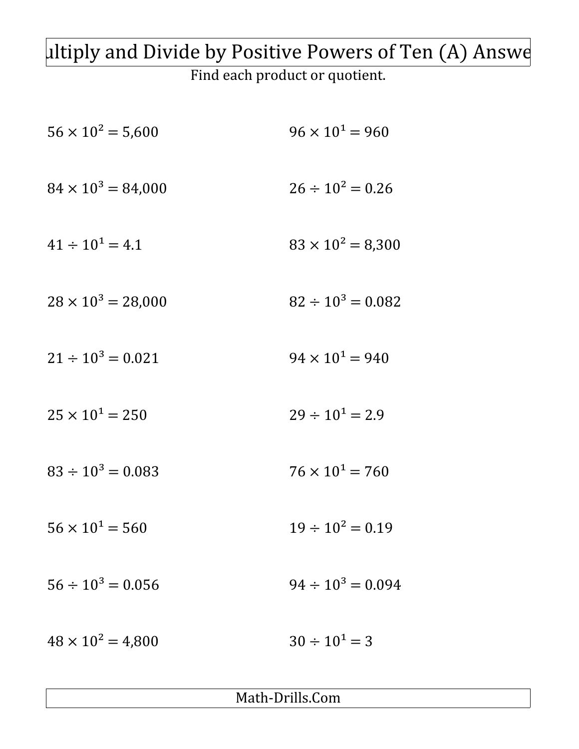# ultiply and Divide by Positive Powers of Ten (A) Answe

Find each product or quotient.

$56 \times 10^2 = 5{,}600$

$96 \times 10^1 = 960$

$84 \times 10^3 = 84{,}000$

$26 \div 10^2 = 0.26$

$41 \div 10^1 = 4.1$

$83 \times 10^2 = 8{,}300$

$28 \times 10^3 = 28{,}000$

$82 \div 10^3 = 0.082$

$21 \div 10^3 = 0.021$

$94 \times 10^1 = 940$

$25 \times 10^1 = 250$

$29 \div 10^1 = 2.9$

$83 \div 10^3 = 0.083$

$76 \times 10^1 = 760$

$56 \times 10^1 = 560$

$19 \div 10^2 = 0.19$

$56 \div 10^3 = 0.056$

$94 \div 10^3 = 0.094$

$48 \times 10^2 = 4{,}800$

$30 \div 10^1 = 3$

Math-Drills.Com